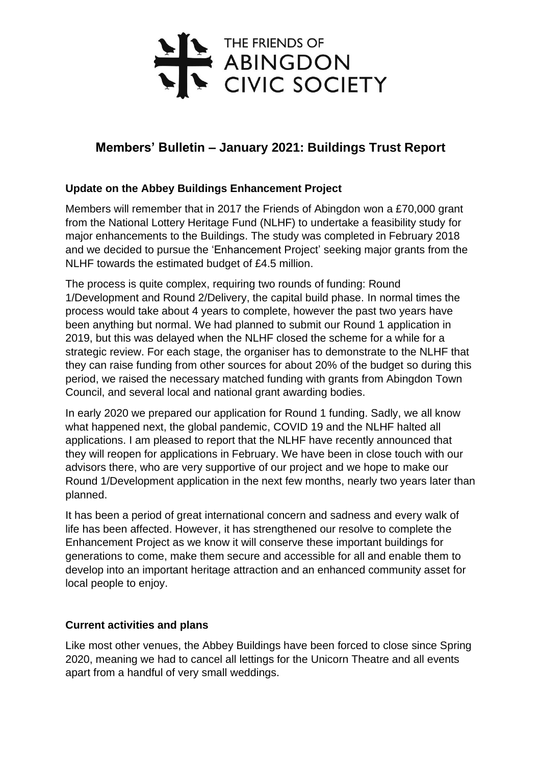THE FRIENDS OF ABINGDON CIVIC SOCIETY

# Members' Bulletin – January 2021: Buildings Trust Report

## Update on the Abbey Buildings Enhancement Project

Members will remember that in 2017 the Friends of Abingdon won a £70,000 grant from the National Lottery Heritage Fund (NLHF) to undertake a feasibility study for major enhancements to the Buildings. The study was completed in February 2018 and we decided to pursue the 'Enhancement Project' seeking major grants from the NLHF towards the estimated budget of £4.5 million.

The process is quite complex, requiring two rounds of funding: Round 1/Development and Round 2/Delivery, the capital build phase. In normal times the process would take about 4 years to complete, however the past two years have been anything but normal. We had planned to submit our Round 1 application in 2019, but this was delayed when the NLHF closed the scheme for a while for a strategic review. For each stage, the organiser has to demonstrate to the NLHF that they can raise funding from other sources for about 20% of the budget so during this period, we raised the necessary matched funding with grants from Abingdon Town Council, and several local and national grant awarding bodies.

In early 2020 we prepared our application for Round 1 funding. Sadly, we all know what happened next, the global pandemic, COVID 19 and the NLHF halted all applications. I am pleased to report that the NLHF have recently announced that they will reopen for applications in February. We have been in close touch with our advisors there, who are very supportive of our project and we hope to make our Round 1/Development application in the next few months, nearly two years later than planned.

It has been a period of great international concern and sadness and every walk of life has been affected. However, it has strengthened our resolve to complete the Enhancement Project as we know it will conserve these important buildings for generations to come, make them secure and accessible for all and enable them to develop into an important heritage attraction and an enhanced community asset for local people to enjoy.

## Current activities and plans

Like most other venues, the Abbey Buildings have been forced to close since Spring 2020, meaning we had to cancel all lettings for the Unicorn Theatre and all events apart from a handful of very small weddings.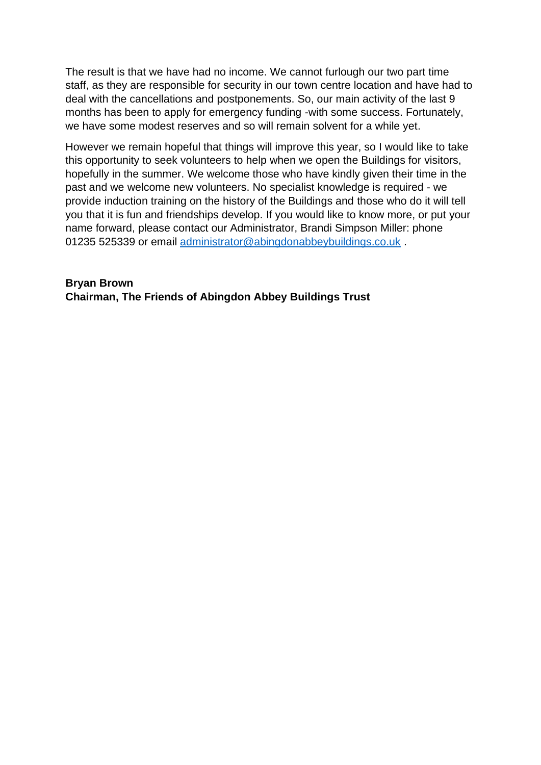The result is that we have had no income. We cannot furlough our two part time staff, as they are responsible for security in our town centre location and have had to deal with the cancellations and postponements. So, our main activity of the last 9 months has been to apply for emergency funding -with some success. Fortunately, we have some modest reserves and so will remain solvent for a while yet.

However we remain hopeful that things will improve this year, so I would like to take this opportunity to seek volunteers to help when we open the Buildings for visitors, hopefully in the summer. We welcome those who have kindly given their time in the past and we welcome new volunteers. No specialist knowledge is required - we provide induction training on the history of the Buildings and those who do it will tell you that it is fun and friendships develop. If you would like to know more, or put your name forward, please contact our Administrator, Brandi Simpson Miller: phone 01235 525339 or email [administrator@abingdonabbeybuildings.co.uk](mailto:administrator@abingdonabbeybuildings.co.uk) .

**Bryan Brown**
**Chairman, The Friends of Abingdon Abbey Buildings Trust**